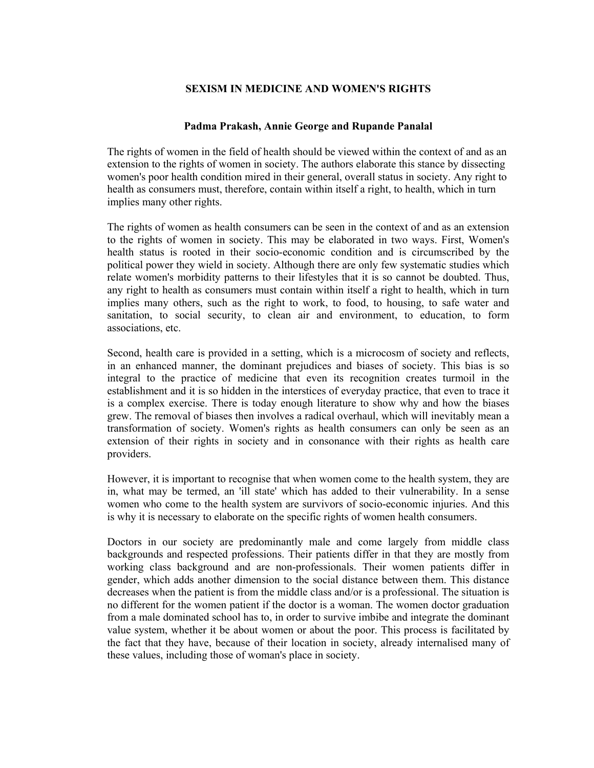# SEXISM IN MEDICINE AND WOMEN'S RIGHTS

**Padma Prakash, Annie George and Rupande Panalal**

The rights of women in the field of health should be viewed within the context of and as an extension to the rights of women in society. The authors elaborate this stance by dissecting women's poor health condition mired in their general, overall status in society. Any right to health as consumers must, therefore, contain within itself a right, to health, which in turn implies many other rights.

The rights of women as health consumers can be seen in the context of and as an extension to the rights of women in society. This may be elaborated in two ways. First, Women's health status is rooted in their socio-economic condition and is circumscribed by the political power they wield in society. Although there are only few systematic studies which relate women's morbidity patterns to their lifestyles that it is so cannot be doubted. Thus, any right to health as consumers must contain within itself a right to health, which in turn implies many others, such as the right to work, to food, to housing, to safe water and sanitation, to social security, to clean air and environment, to education, to form associations, etc.

Second, health care is provided in a setting, which is a microcosm of society and reflects, in an enhanced manner, the dominant prejudices and biases of society. This bias is so integral to the practice of medicine that even its recognition creates turmoil in the establishment and it is so hidden in the interstices of everyday practice, that even to trace it is a complex exercise. There is today enough literature to show why and how the biases grew. The removal of biases then involves a radical overhaul, which will inevitably mean a transformation of society. Women's rights as health consumers can only be seen as an extension of their rights in society and in consonance with their rights as health care providers.

However, it is important to recognise that when women come to the health system, they are in, what may be termed, an 'ill state' which has added to their vulnerability. In a sense women who come to the health system are survivors of socio-economic injuries. And this is why it is necessary to elaborate on the specific rights of women health consumers.

Doctors in our society are predominantly male and come largely from middle class backgrounds and respected professions. Their patients differ in that they are mostly from working class background and are non-professionals. Their women patients differ in gender, which adds another dimension to the social distance between them. This distance decreases when the patient is from the middle class and/or is a professional. The situation is no different for the women patient if the doctor is a woman. The women doctor graduation from a male dominated school has to, in order to survive imbibe and integrate the dominant value system, whether it be about women or about the poor. This process is facilitated by the fact that they have, because of their location in society, already internalised many of these values, including those of woman's place in society.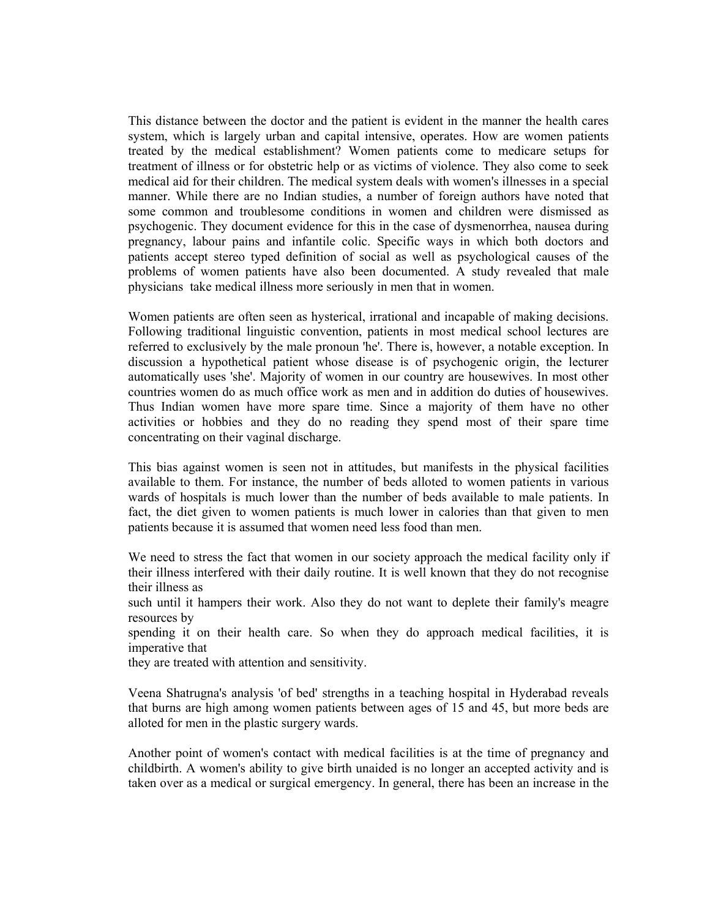This distance between the doctor and the patient is evident in the manner the health cares system, which is largely urban and capital intensive, operates. How are women patients treated by the medical establishment? Women patients come to medicare setups for treatment of illness or for obstetric help or as victims of violence. They also come to seek medical aid for their children. The medical system deals with women's illnesses in a special manner. While there are no Indian studies, a number of foreign authors have noted that some common and troublesome conditions in women and children were dismissed as psychogenic. They document evidence for this in the case of dysmenorrhea, nausea during pregnancy, labour pains and infantile colic. Specific ways in which both doctors and patients accept stereo typed definition of social as well as psychological causes of the problems of women patients have also been documented. A study revealed that male physicians take medical illness more seriously in men that in women.

Women patients are often seen as hysterical, irrational and incapable of making decisions. Following traditional linguistic convention, patients in most medical school lectures are referred to exclusively by the male pronoun 'he'. There is, however, a notable exception. In discussion a hypothetical patient whose disease is of psychogenic origin, the lecturer automatically uses 'she'. Majority of women in our country are housewives. In most other countries women do as much office work as men and in addition do duties of housewives. Thus Indian women have more spare time. Since a majority of them have no other activities or hobbies and they do no reading they spend most of their spare time concentrating on their vaginal discharge.

This bias against women is seen not in attitudes, but manifests in the physical facilities available to them. For instance, the number of beds alloted to women patients in various wards of hospitals is much lower than the number of beds available to male patients. In fact, the diet given to women patients is much lower in calories than that given to men patients because it is assumed that women need less food than men.

We need to stress the fact that women in our society approach the medical facility only if their illness interfered with their daily routine. It is well known that they do not recognise their illness as such until it hampers their work. Also they do not want to deplete their family's meagre resources by spending it on their health care. So when they do approach medical facilities, it is imperative that they are treated with attention and sensitivity.

Veena Shatrugna's analysis 'of bed' strengths in a teaching hospital in Hyderabad reveals that burns are high among women patients between ages of 15 and 45, but more beds are alloted for men in the plastic surgery wards.

Another point of women's contact with medical facilities is at the time of pregnancy and childbirth. A women's ability to give birth unaided is no longer an accepted activity and is taken over as a medical or surgical emergency. In general, there has been an increase in the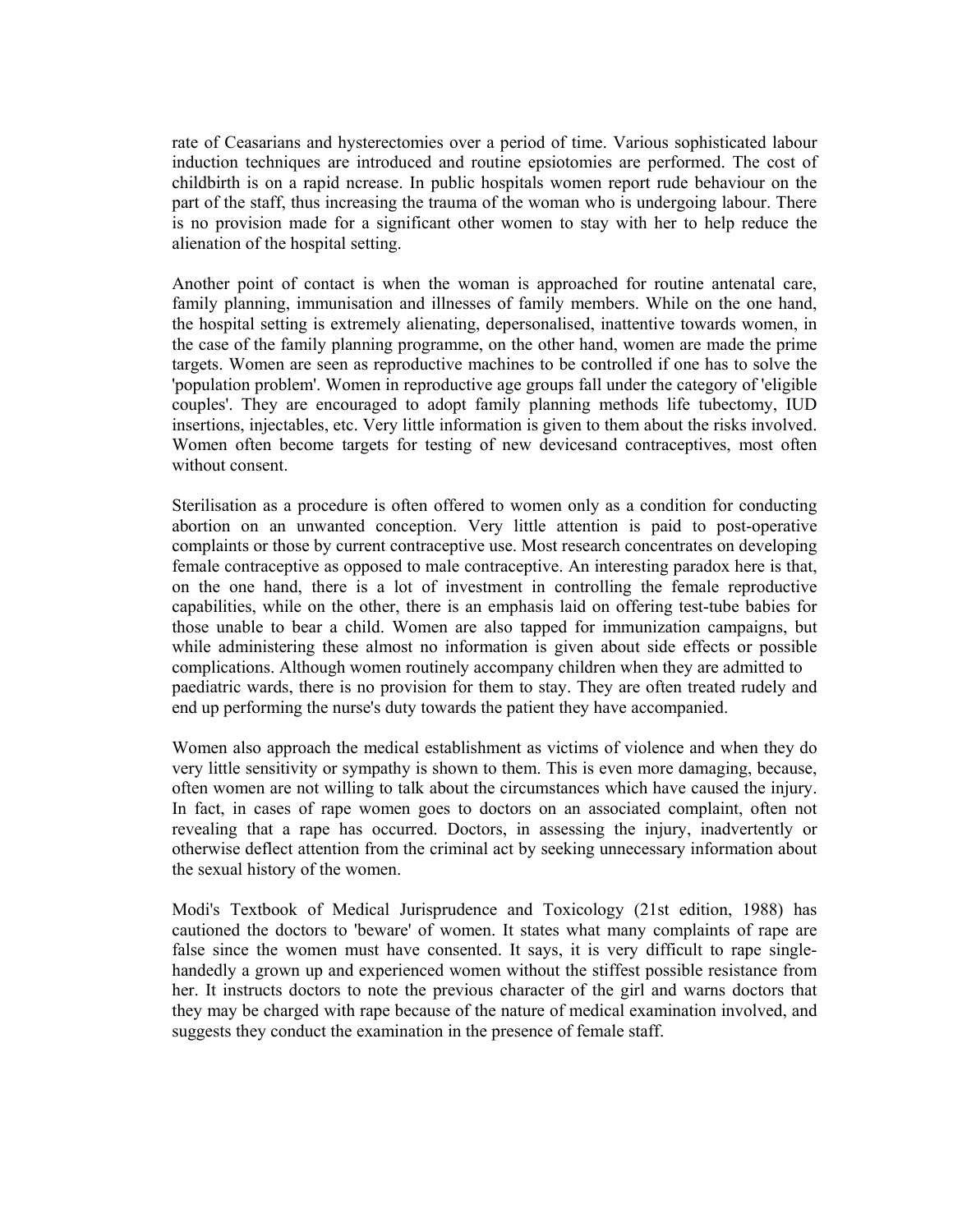rate of Ceasarians and hysterectomies over a period of time. Various sophisticated labour induction techniques are introduced and routine epsiotomies are performed. The cost of childbirth is on a rapid ncrease. In public hospitals women report rude behaviour on the part of the staff, thus increasing the trauma of the woman who is undergoing labour. There is no provision made for a significant other women to stay with her to help reduce the alienation of the hospital setting.

Another point of contact is when the woman is approached for routine antenatal care, family planning, immunisation and illnesses of family members. While on the one hand, the hospital setting is extremely alienating, depersonalised, inattentive towards women, in the case of the family planning programme, on the other hand, women are made the prime targets. Women are seen as reproductive machines to be controlled if one has to solve the 'population problem'. Women in reproductive age groups fall under the category of 'eligible couples'. They are encouraged to adopt family planning methods life tubectomy, IUD insertions, injectables, etc. Very little information is given to them about the risks involved. Women often become targets for testing of new devicesand contraceptives, most often without consent.

Sterilisation as a procedure is often offered to women only as a condition for conducting abortion on an unwanted conception. Very little attention is paid to post-operative complaints or those by current contraceptive use. Most research concentrates on developing female contraceptive as opposed to male contraceptive. An interesting paradox here is that, on the one hand, there is a lot of investment in controlling the female reproductive capabilities, while on the other, there is an emphasis laid on offering test-tube babies for those unable to bear a child. Women are also tapped for immunization campaigns, but while administering these almost no information is given about side effects or possible complications. Although women routinely accompany children when they are admitted to paediatric wards, there is no provision for them to stay. They are often treated rudely and end up performing the nurse's duty towards the patient they have accompanied.

Women also approach the medical establishment as victims of violence and when they do very little sensitivity or sympathy is shown to them. This is even more damaging, because, often women are not willing to talk about the circumstances which have caused the injury. In fact, in cases of rape women goes to doctors on an associated complaint, often not revealing that a rape has occurred. Doctors, in assessing the injury, inadvertently or otherwise deflect attention from the criminal act by seeking unnecessary information about the sexual history of the women.

Modi's Textbook of Medical Jurisprudence and Toxicology (21st edition, 1988) has cautioned the doctors to 'beware' of women. It states what many complaints of rape are false since the women must have consented. It says, it is very difficult to rape single-handedly a grown up and experienced women without the stiffest possible resistance from her. It instructs doctors to note the previous character of the girl and warns doctors that they may be charged with rape because of the nature of medical examination involved, and suggests they conduct the examination in the presence of female staff.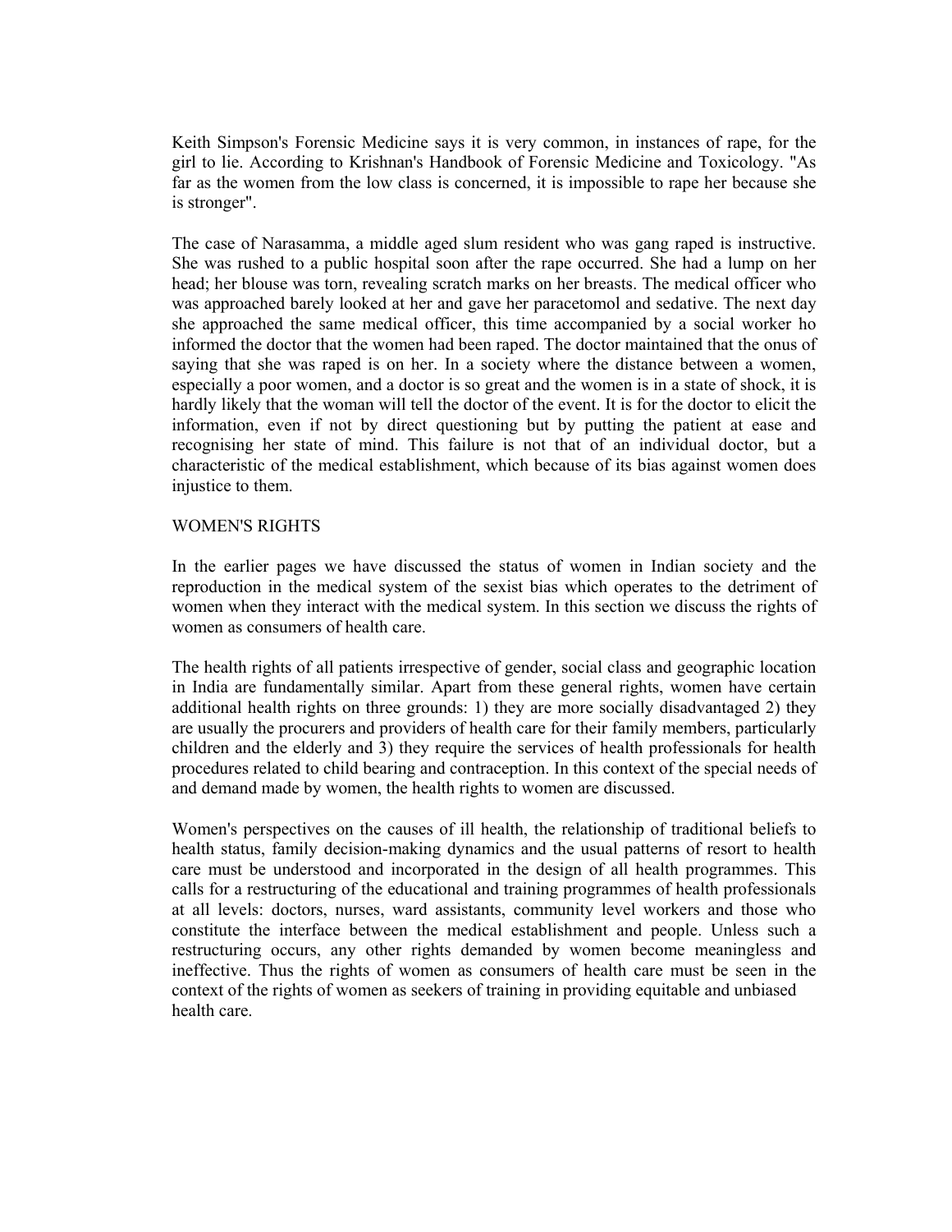Keith Simpson's Forensic Medicine says it is very common, in instances of rape, for the girl to lie. According to Krishnan's Handbook of Forensic Medicine and Toxicology. "As far as the women from the low class is concerned, it is impossible to rape her because she is stronger".

The case of Narasamma, a middle aged slum resident who was gang raped is instructive. She was rushed to a public hospital soon after the rape occurred. She had a lump on her head; her blouse was torn, revealing scratch marks on her breasts. The medical officer who was approached barely looked at her and gave her paracetomol and sedative. The next day she approached the same medical officer, this time accompanied by a social worker ho informed the doctor that the women had been raped. The doctor maintained that the onus of saying that she was raped is on her. In a society where the distance between a women, especially a poor women, and a doctor is so great and the women is in a state of shock, it is hardly likely that the woman will tell the doctor of the event. It is for the doctor to elicit the information, even if not by direct questioning but by putting the patient at ease and recognising her state of mind. This failure is not that of an individual doctor, but a characteristic of the medical establishment, which because of its bias against women does injustice to them.

## WOMEN'S RIGHTS

In the earlier pages we have discussed the status of women in Indian society and the reproduction in the medical system of the sexist bias which operates to the detriment of women when they interact with the medical system. In this section we discuss the rights of women as consumers of health care.

The health rights of all patients irrespective of gender, social class and geographic location in India are fundamentally similar. Apart from these general rights, women have certain additional health rights on three grounds: 1) they are more socially disadvantaged 2) they are usually the procurers and providers of health care for their family members, particularly children and the elderly and 3) they require the services of health professionals for health procedures related to child bearing and contraception. In this context of the special needs of and demand made by women, the health rights to women are discussed.

Women's perspectives on the causes of ill health, the relationship of traditional beliefs to health status, family decision-making dynamics and the usual patterns of resort to health care must be understood and incorporated in the design of all health programmes. This calls for a restructuring of the educational and training programmes of health professionals at all levels: doctors, nurses, ward assistants, community level workers and those who constitute the interface between the medical establishment and people. Unless such a restructuring occurs, any other rights demanded by women become meaningless and ineffective. Thus the rights of women as consumers of health care must be seen in the context of the rights of women as seekers of training in providing equitable and unbiased health care.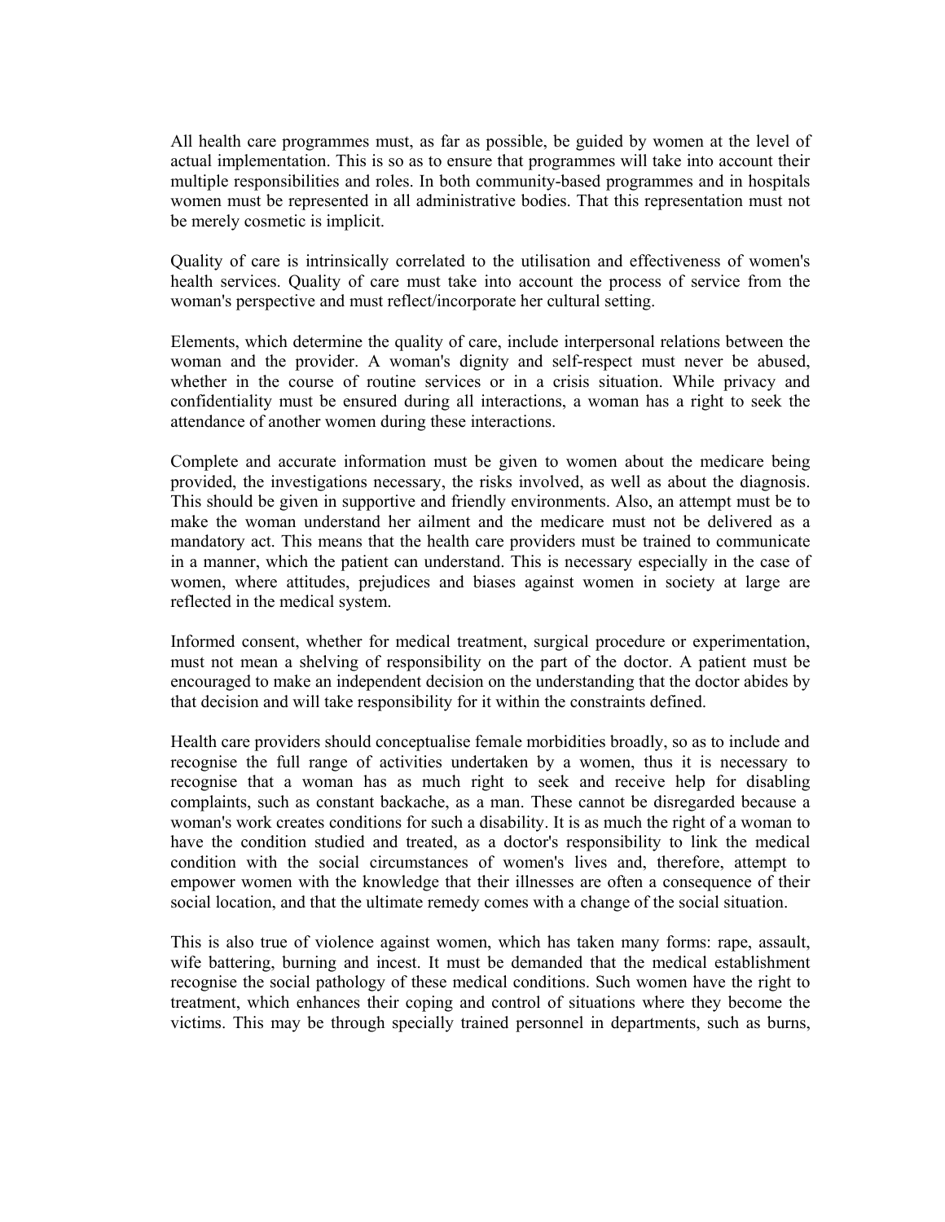All health care programmes must, as far as possible, be guided by women at the level of actual implementation. This is so as to ensure that programmes will take into account their multiple responsibilities and roles. In both community-based programmes and in hospitals women must be represented in all administrative bodies. That this representation must not be merely cosmetic is implicit.

Quality of care is intrinsically correlated to the utilisation and effectiveness of women's health services. Quality of care must take into account the process of service from the woman's perspective and must reflect/incorporate her cultural setting.

Elements, which determine the quality of care, include interpersonal relations between the woman and the provider. A woman's dignity and self-respect must never be abused, whether in the course of routine services or in a crisis situation. While privacy and confidentiality must be ensured during all interactions, a woman has a right to seek the attendance of another women during these interactions.

Complete and accurate information must be given to women about the medicare being provided, the investigations necessary, the risks involved, as well as about the diagnosis. This should be given in supportive and friendly environments. Also, an attempt must be to make the woman understand her ailment and the medicare must not be delivered as a mandatory act. This means that the health care providers must be trained to communicate in a manner, which the patient can understand. This is necessary especially in the case of women, where attitudes, prejudices and biases against women in society at large are reflected in the medical system.

Informed consent, whether for medical treatment, surgical procedure or experimentation, must not mean a shelving of responsibility on the part of the doctor. A patient must be encouraged to make an independent decision on the understanding that the doctor abides by that decision and will take responsibility for it within the constraints defined.

Health care providers should conceptualise female morbidities broadly, so as to include and recognise the full range of activities undertaken by a women, thus it is necessary to recognise that a woman has as much right to seek and receive help for disabling complaints, such as constant backache, as a man. These cannot be disregarded because a woman's work creates conditions for such a disability. It is as much the right of a woman to have the condition studied and treated, as a doctor's responsibility to link the medical condition with the social circumstances of women's lives and, therefore, attempt to empower women with the knowledge that their illnesses are often a consequence of their social location, and that the ultimate remedy comes with a change of the social situation.

This is also true of violence against women, which has taken many forms: rape, assault, wife battering, burning and incest. It must be demanded that the medical establishment recognise the social pathology of these medical conditions. Such women have the right to treatment, which enhances their coping and control of situations where they become the victims. This may be through specially trained personnel in departments, such as burns,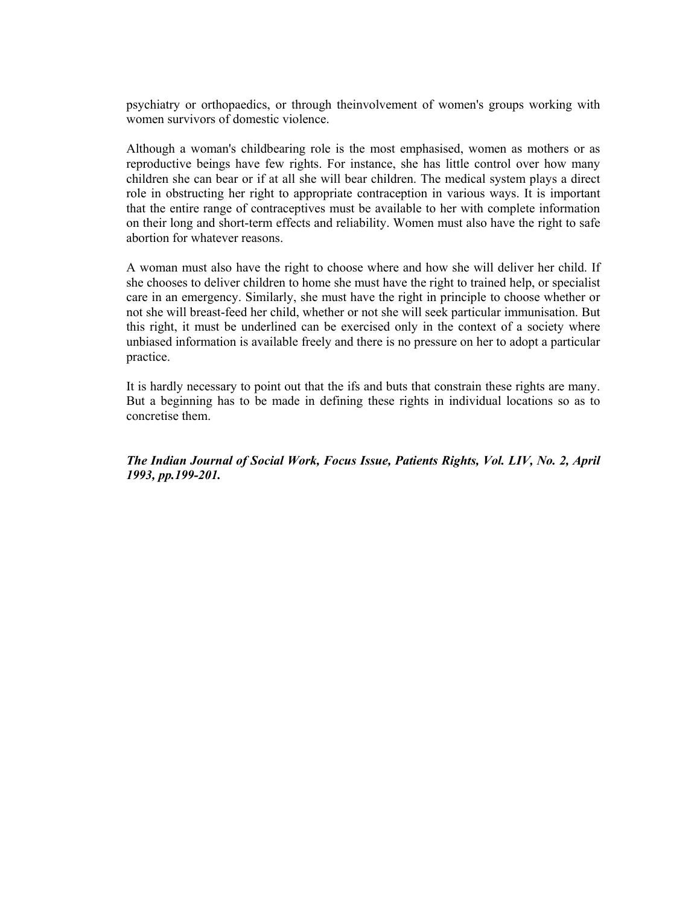psychiatry or orthopaedics, or through theinvolvement of women's groups working with women survivors of domestic violence.

Although a woman's childbearing role is the most emphasised, women as mothers or as reproductive beings have few rights. For instance, she has little control over how many children she can bear or if at all she will bear children. The medical system plays a direct role in obstructing her right to appropriate contraception in various ways. It is important that the entire range of contraceptives must be available to her with complete information on their long and short-term effects and reliability. Women must also have the right to safe abortion for whatever reasons.

A woman must also have the right to choose where and how she will deliver her child. If she chooses to deliver children to home she must have the right to trained help, or specialist care in an emergency. Similarly, she must have the right in principle to choose whether or not she will breast-feed her child, whether or not she will seek particular immunisation. But this right, it must be underlined can be exercised only in the context of a society where unbiased information is available freely and there is no pressure on her to adopt a particular practice.

It is hardly necessary to point out that the ifs and buts that constrain these rights are many. But a beginning has to be made in defining these rights in individual locations so as to concretise them.

***The Indian Journal of Social Work, Focus Issue, Patients Rights, Vol. LIV, No. 2, April 1993, pp.199-201.***